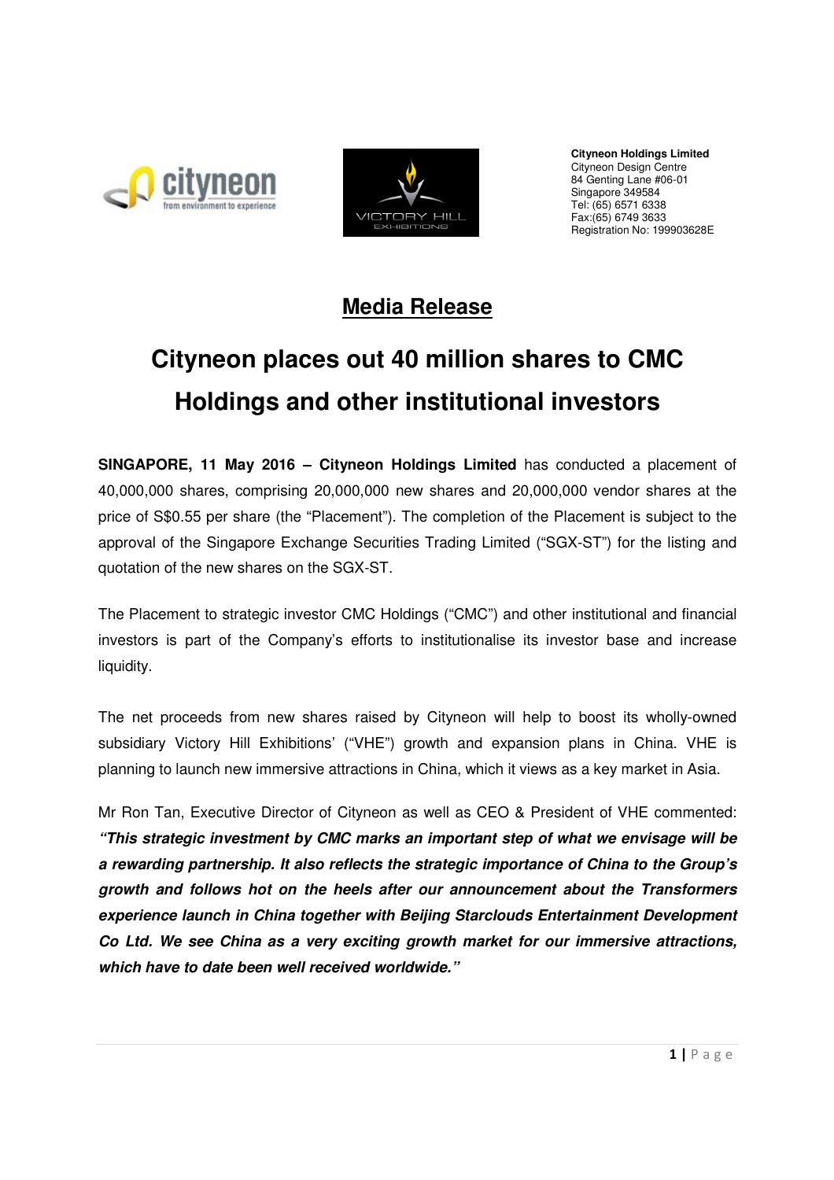**Cityneon Holdings Limited**
Cityneon Design Centre
84 Genting Lane #06-01
Singapore 349584
Tel: (65) 6571 6338
Fax:(65) 6749 3633
Registration No: 199903628E

## Media Release

# Cityneon places out 40 million shares to CMC Holdings and other institutional investors

**SINGAPORE, 11 May 2016 – Cityneon Holdings Limited** has conducted a placement of 40,000,000 shares, comprising 20,000,000 new shares and 20,000,000 vendor shares at the price of S$0.55 per share (the "Placement"). The completion of the Placement is subject to the approval of the Singapore Exchange Securities Trading Limited ("SGX-ST") for the listing and quotation of the new shares on the SGX-ST.

The Placement to strategic investor CMC Holdings ("CMC") and other institutional and financial investors is part of the Company's efforts to institutionalise its investor base and increase liquidity.

The net proceeds from new shares raised by Cityneon will help to boost its wholly-owned subsidiary Victory Hill Exhibitions' ("VHE") growth and expansion plans in China. VHE is planning to launch new immersive attractions in China, which it views as a key market in Asia.

Mr Ron Tan, Executive Director of Cityneon as well as CEO & President of VHE commented: ***"This strategic investment by CMC marks an important step of what we envisage will be a rewarding partnership. It also reflects the strategic importance of China to the Group's growth and follows hot on the heels after our announcement about the Transformers experience launch in China together with Beijing Starclouds Entertainment Development Co Ltd. We see China as a very exciting growth market for our immersive attractions, which have to date been well received worldwide."***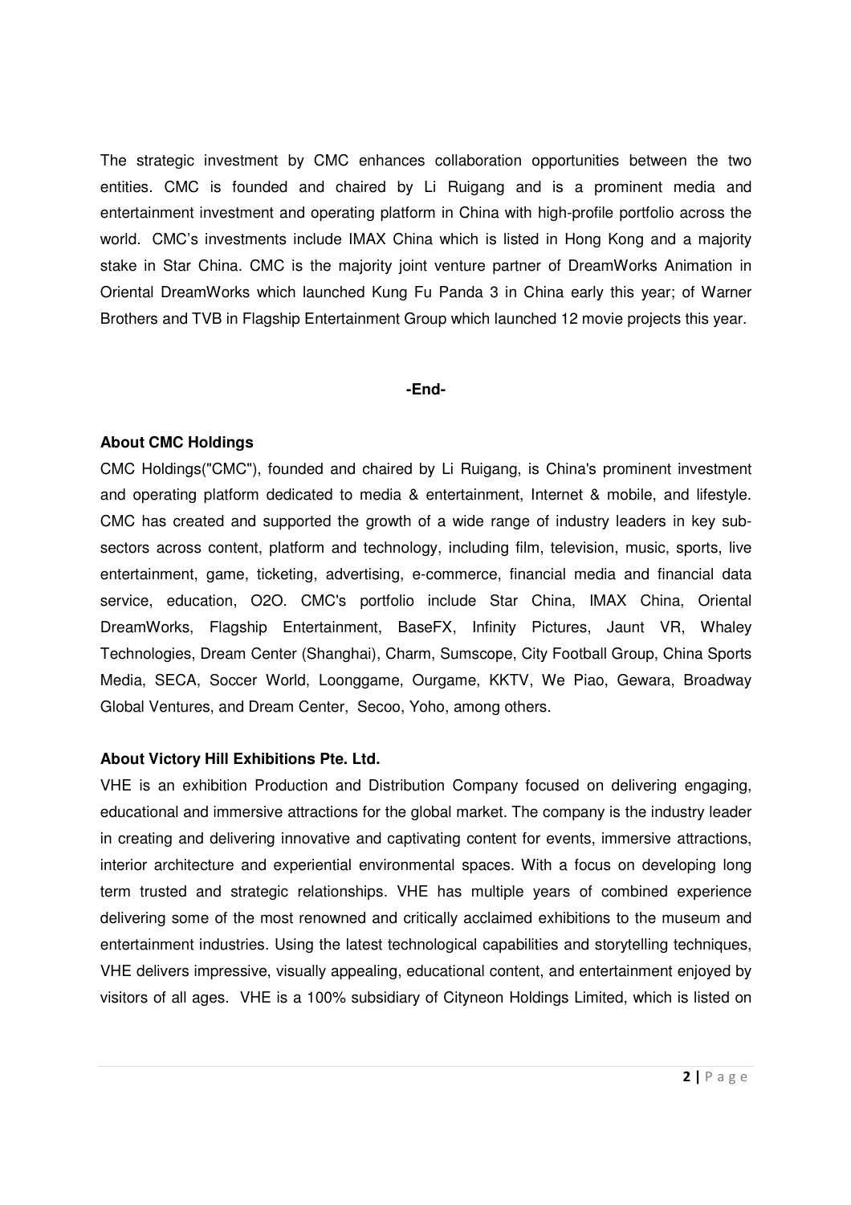The strategic investment by CMC enhances collaboration opportunities between the two entities. CMC is founded and chaired by Li Ruigang and is a prominent media and entertainment investment and operating platform in China with high-profile portfolio across the world. CMC's investments include IMAX China which is listed in Hong Kong and a majority stake in Star China. CMC is the majority joint venture partner of DreamWorks Animation in Oriental DreamWorks which launched Kung Fu Panda 3 in China early this year; of Warner Brothers and TVB in Flagship Entertainment Group which launched 12 movie projects this year.

**-End-**

**About CMC Holdings**

CMC Holdings("CMC"), founded and chaired by Li Ruigang, is China's prominent investment and operating platform dedicated to media & entertainment, Internet & mobile, and lifestyle. CMC has created and supported the growth of a wide range of industry leaders in key sub-sectors across content, platform and technology, including film, television, music, sports, live entertainment, game, ticketing, advertising, e-commerce, financial media and financial data service, education, O2O. CMC's portfolio include Star China, IMAX China, Oriental DreamWorks, Flagship Entertainment, BaseFX, Infinity Pictures, Jaunt VR, Whaley Technologies, Dream Center (Shanghai), Charm, Sumscope, City Football Group, China Sports Media, SECA, Soccer World, Loonggame, Ourgame, KKTV, We Piao, Gewara, Broadway Global Ventures, and Dream Center, Secoo, Yoho, among others.

**About Victory Hill Exhibitions Pte. Ltd.**

VHE is an exhibition Production and Distribution Company focused on delivering engaging, educational and immersive attractions for the global market. The company is the industry leader in creating and delivering innovative and captivating content for events, immersive attractions, interior architecture and experiential environmental spaces. With a focus on developing long term trusted and strategic relationships. VHE has multiple years of combined experience delivering some of the most renowned and critically acclaimed exhibitions to the museum and entertainment industries. Using the latest technological capabilities and storytelling techniques, VHE delivers impressive, visually appealing, educational content, and entertainment enjoyed by visitors of all ages. VHE is a 100% subsidiary of Cityneon Holdings Limited, which is listed on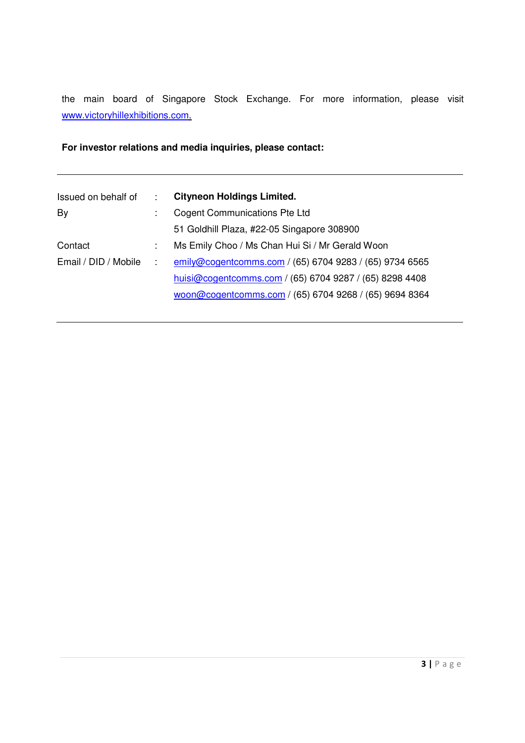the main board of Singapore Stock Exchange. For more information, please visit www.victoryhillexhibitions.com.

**For investor relations and media inquiries, please contact:**

---

| | | |
|---|---|---|
| Issued on behalf of | : | **Cityneon Holdings Limited.** |
| By | : | Cogent Communications Pte Ltd |
| | | 51 Goldhill Plaza, #22-05 Singapore 308900 |
| Contact | : | Ms Emily Choo / Ms Chan Hui Si / Mr Gerald Woon |
| Email / DID / Mobile | : | emily@cogentcomms.com / (65) 6704 9283 / (65) 9734 6565 |
| | | huisi@cogentcomms.com / (65) 6704 9287 / (65) 8298 4408 |
| | | woon@cogentcomms.com / (65) 6704 9268 / (65) 9694 8364 |

---